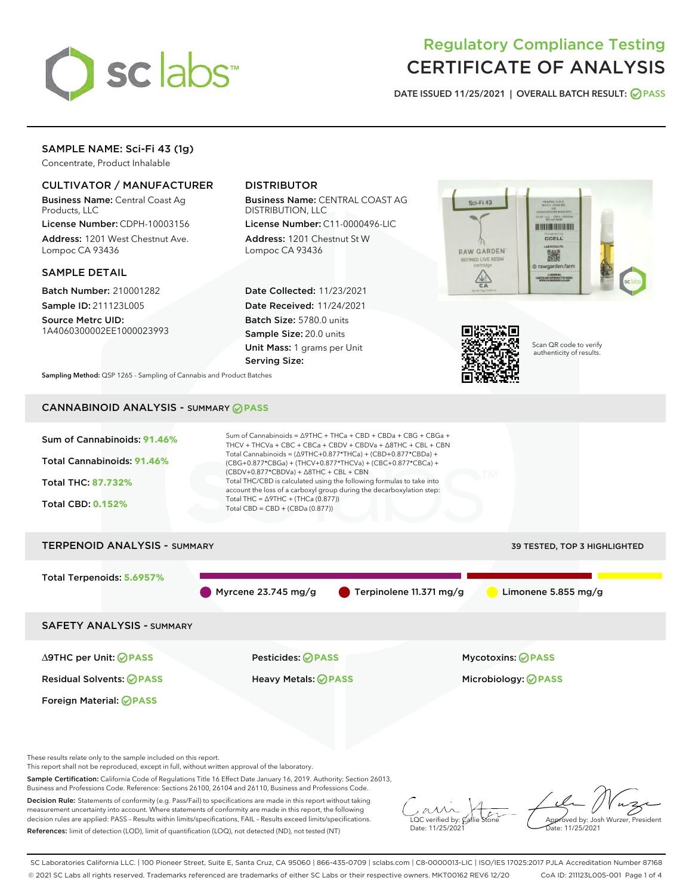# Regulatory Compliance Testing
# CERTIFICATE OF ANALYSIS

DATE ISSUED 11/25/2021 | OVERALL BATCH RESULT: PASS

## SAMPLE NAME: Sci-Fi 43 (1g)

Concentrate, Product Inhalable

### CULTIVATOR / MANUFACTURER

**Business Name:** Central Coast Ag Products, LLC

**License Number:** CDPH-10003156

**Address:** 1201 West Chestnut Ave. Lompoc CA 93436

### DISTRIBUTOR

**Business Name:** CENTRAL COAST AG DISTRIBUTION, LLC

**License Number:** C11-0000496-LIC

**Address:** 1201 Chestnut St W Lompoc CA 93436

### SAMPLE DETAIL

**Batch Number:** 210001282

**Sample ID:** 211123L005

**Source Metrc UID:** 1A4060300002EE1000023993

**Date Collected:** 11/23/2021

**Date Received:** 11/24/2021

**Batch Size:** 5780.0 units

**Sample Size:** 20.0 units

**Unit Mass:** 1 grams per Unit

**Serving Size:**

Scan QR code to verify authenticity of results.

**Sampling Method:** QSP 1265 - Sampling of Cannabis and Product Batches

## CANNABINOID ANALYSIS - SUMMARY PASS

**Sum of Cannabinoids:** 91.46%

**Total Cannabinoids:** 91.46%

**Total THC:** 87.732%

**Total CBD:** 0.152%

Sum of Cannabinoids = Δ9THC + THCa + CBD + CBDa + CBG + CBGa + THCV + THCVa + CBC + CBCa + CBDV + CBDVa + Δ8THC + CBL + CBN

Total Cannabinoids = (Δ9THC+0.877*THCa) + (CBD+0.877*CBDa) + (CBG+0.877*CBGa) + (THCV+0.877*THCVa) + (CBC+0.877*CBCa) + (CBDV+0.877*CBDVa) + Δ8THC + CBL + CBN

Total THC/CBD is calculated using the following formulas to take into account the loss of a carboxyl group during the decarboxylation step:

Total THC = Δ9THC + (THCa (0.877))

Total CBD = CBD + (CBDa (0.877))

## TERPENOID ANALYSIS - SUMMARY

39 TESTED, TOP 3 HIGHLIGHTED

**Total Terpenoids:** 5.6957%

Myrcene 23.745 mg/g | Terpinolene 11.371 mg/g | Limonene 5.855 mg/g

## SAFETY ANALYSIS - SUMMARY

| | | |
|---|---|---|
| Δ9THC per Unit: PASS | Pesticides: PASS | Mycotoxins: PASS |
| Residual Solvents: PASS | Heavy Metals: PASS | Microbiology: PASS |
| Foreign Material: PASS | | |

These results relate only to the sample included on this report.

This report shall not be reproduced, except in full, without written approval of the laboratory.

**Sample Certification:** California Code of Regulations Title 16 Effect Date January 16, 2019. Authority: Section 26013, Business and Professions Code. Reference: Sections 26100, 26104 and 26110, Business and Professions Code.

**Decision Rule:** Statements of conformity (e.g. Pass/Fail) to specifications are made in this report without taking measurement uncertainty into account. Where statements of conformity are made in this report, the following decision rules are applied: PASS – Results within limits/specifications, FAIL – Results exceed limits/specifications.

**References:** limit of detection (LOD), limit of quantification (LOQ), not detected (ND), not tested (NT)

LQC verified by: Callie Stone
Date: 11/25/2021

Approved by: Josh Wurzer, President
Date: 11/25/2021

SC Laboratories California LLC. | 100 Pioneer Street, Suite E, Santa Cruz, CA 95060 | 866-435-0709 | sclabs.com | C8-0000013-LIC | ISO/IES 17025:2017 PJLA Accreditation Number 87168

© 2021 SC Labs all rights reserved. Trademarks referenced are trademarks of either SC Labs or their respective owners. MKT00162 REV6 12/20 CoA ID: 211123L005-001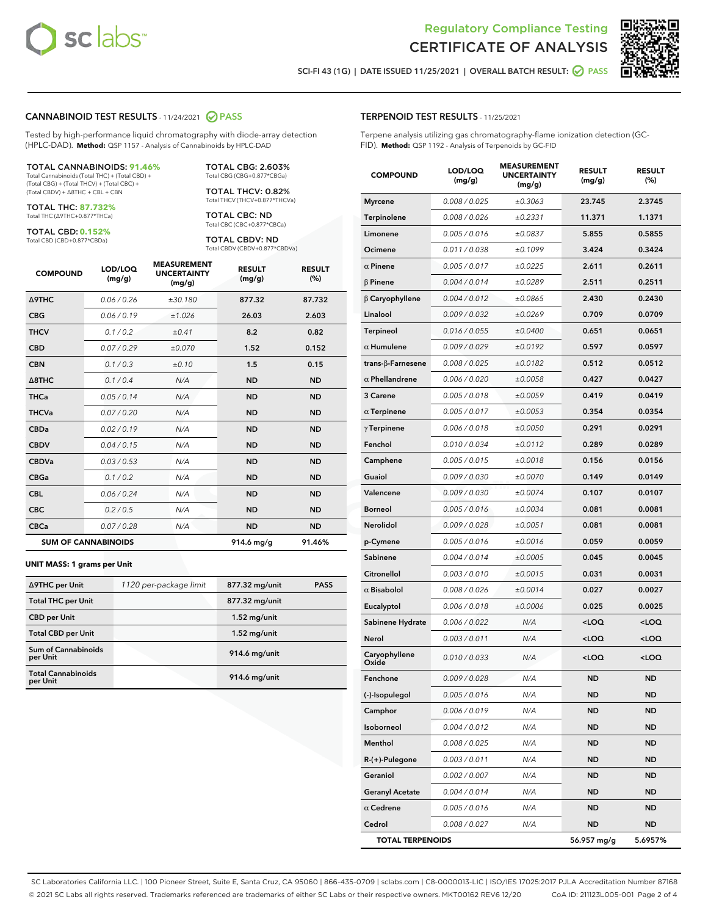SCI-FI 43 (1G) | DATE ISSUED 11/25/2021 | OVERALL BATCH RESULT: PASS

## CANNABINOID TEST RESULTS - 11/24/2021 PASS

Tested by high-performance liquid chromatography with diode-array detection (HPLC-DAD). **Method:** QSP 1157 - Analysis of Cannabinoids by HPLC-DAD

**TOTAL CANNABINOIDS: 91.46%**
Total Cannabinoids (Total THC) + (Total CBD) + (Total CBG) + (Total THCV) + (Total CBC) + (Total CBDV) + Δ8THC + CBL + CBN

**TOTAL THC: 87.732%**
Total THC (Δ9THC+0.877*THCa)

**TOTAL CBD: 0.152%**
Total CBD (CBD+0.877*CBDa)

**TOTAL CBG: 2.603%**
Total CBG (CBG+0.877*CBGa)

**TOTAL THCV: 0.82%**
Total THCV (THCV+0.877*THCVa)

**TOTAL CBC: ND**
Total CBC (CBC+0.877*CBCa)

**TOTAL CBDV: ND**
Total CBDV (CBDV+0.877*CBDVa)

| COMPOUND | LOD/LOQ (mg/g) | MEASUREMENT UNCERTAINTY (mg/g) | RESULT (mg/g) | RESULT (%) |
|---|---|---|---|---|
| Δ9THC | 0.06 / 0.26 | ±30.180 | 877.32 | 87.732 |
| CBG | 0.06 / 0.19 | ±1.026 | 26.03 | 2.603 |
| THCV | 0.1 / 0.2 | ±0.41 | 8.2 | 0.82 |
| CBD | 0.07 / 0.29 | ±0.070 | 1.52 | 0.152 |
| CBN | 0.1 / 0.3 | ±0.10 | 1.5 | 0.15 |
| Δ8THC | 0.1 / 0.4 | N/A | ND | ND |
| THCa | 0.05 / 0.14 | N/A | ND | ND |
| THCVa | 0.07 / 0.20 | N/A | ND | ND |
| CBDa | 0.02 / 0.19 | N/A | ND | ND |
| CBDV | 0.04 / 0.15 | N/A | ND | ND |
| CBDVa | 0.03 / 0.53 | N/A | ND | ND |
| CBGa | 0.1 / 0.2 | N/A | ND | ND |
| CBL | 0.06 / 0.24 | N/A | ND | ND |
| CBC | 0.2 / 0.5 | N/A | ND | ND |
| CBCa | 0.07 / 0.28 | N/A | ND | ND |
| **SUM OF CANNABINOIDS** | | | 914.6 mg/g | 91.46% |

**UNIT MASS: 1 grams per Unit**

| | | | |
|---|---|---|---|
| Δ9THC per Unit | 1120 per-package limit | 877.32 mg/unit | PASS |
| Total THC per Unit | | 877.32 mg/unit | |
| CBD per Unit | | 1.52 mg/unit | |
| Total CBD per Unit | | 1.52 mg/unit | |
| Sum of Cannabinoids per Unit | | 914.6 mg/unit | |
| Total Cannabinoids per Unit | | 914.6 mg/unit | |

## TERPENOID TEST RESULTS - 11/25/2021

Terpene analysis utilizing gas chromatography-flame ionization detection (GC-FID). **Method:** QSP 1192 - Analysis of Terpenoids by GC-FID

| COMPOUND | LOD/LOQ (mg/g) | MEASUREMENT UNCERTAINTY (mg/g) | RESULT (mg/g) | RESULT (%) |
|---|---|---|---|---|
| Myrcene | 0.008 / 0.025 | ±0.3063 | 23.745 | 2.3745 |
| Terpinolene | 0.008 / 0.026 | ±0.2331 | 11.371 | 1.1371 |
| Limonene | 0.005 / 0.016 | ±0.0837 | 5.855 | 0.5855 |
| Ocimene | 0.011 / 0.038 | ±0.1099 | 3.424 | 0.3424 |
| α Pinene | 0.005 / 0.017 | ±0.0225 | 2.611 | 0.2611 |
| β Pinene | 0.004 / 0.014 | ±0.0289 | 2.511 | 0.2511 |
| β Caryophyllene | 0.004 / 0.012 | ±0.0865 | 2.430 | 0.2430 |
| Linalool | 0.009 / 0.032 | ±0.0269 | 0.709 | 0.0709 |
| Terpineol | 0.016 / 0.055 | ±0.0400 | 0.651 | 0.0651 |
| α Humulene | 0.009 / 0.029 | ±0.0192 | 0.597 | 0.0597 |
| trans-β-Farnesene | 0.008 / 0.025 | ±0.0182 | 0.512 | 0.0512 |
| α Phellandrene | 0.006 / 0.020 | ±0.0058 | 0.427 | 0.0427 |
| 3 Carene | 0.005 / 0.018 | ±0.0059 | 0.419 | 0.0419 |
| α Terpinene | 0.005 / 0.017 | ±0.0053 | 0.354 | 0.0354 |
| γ Terpinene | 0.006 / 0.018 | ±0.0050 | 0.291 | 0.0291 |
| Fenchol | 0.010 / 0.034 | ±0.0112 | 0.289 | 0.0289 |
| Camphene | 0.005 / 0.015 | ±0.0018 | 0.156 | 0.0156 |
| Guaiol | 0.009 / 0.030 | ±0.0070 | 0.149 | 0.0149 |
| Valencene | 0.009 / 0.030 | ±0.0074 | 0.107 | 0.0107 |
| Borneol | 0.005 / 0.016 | ±0.0034 | 0.081 | 0.0081 |
| Nerolidol | 0.009 / 0.028 | ±0.0051 | 0.081 | 0.0081 |
| p-Cymene | 0.005 / 0.016 | ±0.0016 | 0.059 | 0.0059 |
| Sabinene | 0.004 / 0.014 | ±0.0005 | 0.045 | 0.0045 |
| Citronellol | 0.003 / 0.010 | ±0.0015 | 0.031 | 0.0031 |
| α Bisabolol | 0.008 / 0.026 | ±0.0014 | 0.027 | 0.0027 |
| Eucalyptol | 0.006 / 0.018 | ±0.0006 | 0.025 | 0.0025 |
| Sabinene Hydrate | 0.006 / 0.022 | N/A | <LOQ | <LOQ |
| Nerol | 0.003 / 0.011 | N/A | <LOQ | <LOQ |
| Caryophyllene Oxide | 0.010 / 0.033 | N/A | <LOQ | <LOQ |
| Fenchone | 0.009 / 0.028 | N/A | ND | ND |
| (-)-Isopulegol | 0.005 / 0.016 | N/A | ND | ND |
| Camphor | 0.006 / 0.019 | N/A | ND | ND |
| Isoborneol | 0.004 / 0.012 | N/A | ND | ND |
| Menthol | 0.008 / 0.025 | N/A | ND | ND |
| R-(+)-Pulegone | 0.003 / 0.011 | N/A | ND | ND |
| Geraniol | 0.002 / 0.007 | N/A | ND | ND |
| Geranyl Acetate | 0.004 / 0.014 | N/A | ND | ND |
| α Cedrene | 0.005 / 0.016 | N/A | ND | ND |
| Cedrol | 0.008 / 0.027 | N/A | ND | ND |
| **TOTAL TERPENOIDS** | | | 56.957 mg/g | 5.6957% |

SC Laboratories California LLC. | 100 Pioneer Street, Suite E, Santa Cruz, CA 95060 | 866-435-0709 | sclabs.com | C8-0000013-LIC | ISO/IES 17025:2017 PJLA Accreditation Number 87168
© 2021 SC Labs all rights reserved. Trademarks referenced are trademarks of either SC Labs or their respective owners. MKT00162 REV6 12/20 CoA ID: 211123L005-001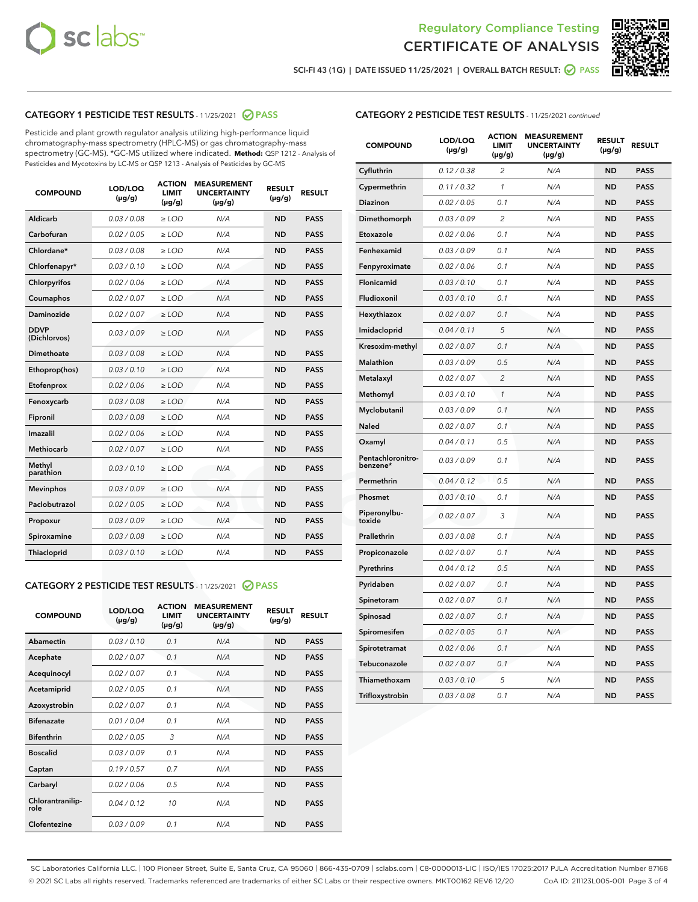Regulatory Compliance Testing
CERTIFICATE OF ANALYSIS

SCI-FI 43 (1G) | DATE ISSUED 11/25/2021 | OVERALL BATCH RESULT: PASS

## CATEGORY 1 PESTICIDE TEST RESULTS - 11/25/2021 PASS

Pesticide and plant growth regulator analysis utilizing high-performance liquid chromatography-mass spectrometry (HPLC-MS) or gas chromatography-mass spectrometry (GC-MS). *GC-MS utilized where indicated. **Method:** QSP 1212 - Analysis of Pesticides and Mycotoxins by LC-MS or QSP 1213 - Analysis of Pesticides by GC-MS

| COMPOUND | LOD/LOQ (µg/g) | ACTION LIMIT (µg/g) | MEASUREMENT UNCERTAINTY (µg/g) | RESULT (µg/g) | RESULT |
|---|---|---|---|---|---|
| Aldicarb | 0.03 / 0.08 | ≥ LOD | N/A | ND | PASS |
| Carbofuran | 0.02 / 0.05 | ≥ LOD | N/A | ND | PASS |
| Chlordane* | 0.03 / 0.08 | ≥ LOD | N/A | ND | PASS |
| Chlorfenapyr* | 0.03 / 0.10 | ≥ LOD | N/A | ND | PASS |
| Chlorpyrifos | 0.02 / 0.06 | ≥ LOD | N/A | ND | PASS |
| Coumaphos | 0.02 / 0.07 | ≥ LOD | N/A | ND | PASS |
| Daminozide | 0.02 / 0.07 | ≥ LOD | N/A | ND | PASS |
| DDVP (Dichlorvos) | 0.03 / 0.09 | ≥ LOD | N/A | ND | PASS |
| Dimethoate | 0.03 / 0.08 | ≥ LOD | N/A | ND | PASS |
| Ethoprop(hos) | 0.03 / 0.10 | ≥ LOD | N/A | ND | PASS |
| Etofenprox | 0.02 / 0.06 | ≥ LOD | N/A | ND | PASS |
| Fenoxycarb | 0.03 / 0.08 | ≥ LOD | N/A | ND | PASS |
| Fipronil | 0.03 / 0.08 | ≥ LOD | N/A | ND | PASS |
| Imazalil | 0.02 / 0.06 | ≥ LOD | N/A | ND | PASS |
| Methiocarb | 0.02 / 0.07 | ≥ LOD | N/A | ND | PASS |
| Methyl parathion | 0.03 / 0.10 | ≥ LOD | N/A | ND | PASS |
| Mevinphos | 0.03 / 0.09 | ≥ LOD | N/A | ND | PASS |
| Paclobutrazol | 0.02 / 0.05 | ≥ LOD | N/A | ND | PASS |
| Propoxur | 0.03 / 0.09 | ≥ LOD | N/A | ND | PASS |
| Spiroxamine | 0.03 / 0.08 | ≥ LOD | N/A | ND | PASS |
| Thiacloprid | 0.03 / 0.10 | ≥ LOD | N/A | ND | PASS |

## CATEGORY 2 PESTICIDE TEST RESULTS - 11/25/2021 PASS

| COMPOUND | LOD/LOQ (µg/g) | ACTION LIMIT (µg/g) | MEASUREMENT UNCERTAINTY (µg/g) | RESULT (µg/g) | RESULT |
|---|---|---|---|---|---|
| Abamectin | 0.03 / 0.10 | 0.1 | N/A | ND | PASS |
| Acephate | 0.02 / 0.07 | 0.1 | N/A | ND | PASS |
| Acequinocyl | 0.02 / 0.07 | 0.1 | N/A | ND | PASS |
| Acetamiprid | 0.02 / 0.05 | 0.1 | N/A | ND | PASS |
| Azoxystrobin | 0.02 / 0.07 | 0.1 | N/A | ND | PASS |
| Bifenazate | 0.01 / 0.04 | 0.1 | N/A | ND | PASS |
| Bifenthrin | 0.02 / 0.05 | 3 | N/A | ND | PASS |
| Boscalid | 0.03 / 0.09 | 0.1 | N/A | ND | PASS |
| Captan | 0.19 / 0.57 | 0.7 | N/A | ND | PASS |
| Carbaryl | 0.02 / 0.06 | 0.5 | N/A | ND | PASS |
| Chlorantraniliprole | 0.04 / 0.12 | 10 | N/A | ND | PASS |
| Clofentezine | 0.03 / 0.09 | 0.1 | N/A | ND | PASS |
| Cyfluthrin | 0.12 / 0.38 | 2 | N/A | ND | PASS |
| Cypermethrin | 0.11 / 0.32 | 1 | N/A | ND | PASS |
| Diazinon | 0.02 / 0.05 | 0.1 | N/A | ND | PASS |
| Dimethomorph | 0.03 / 0.09 | 2 | N/A | ND | PASS |
| Etoxazole | 0.02 / 0.06 | 0.1 | N/A | ND | PASS |
| Fenhexamid | 0.03 / 0.09 | 0.1 | N/A | ND | PASS |
| Fenpyroximate | 0.02 / 0.06 | 0.1 | N/A | ND | PASS |
| Flonicamid | 0.03 / 0.10 | 0.1 | N/A | ND | PASS |
| Fludioxonil | 0.03 / 0.10 | 0.1 | N/A | ND | PASS |
| Hexythiazox | 0.02 / 0.07 | 0.1 | N/A | ND | PASS |
| Imidacloprid | 0.04 / 0.11 | 5 | N/A | ND | PASS |
| Kresoxim-methyl | 0.02 / 0.07 | 0.1 | N/A | ND | PASS |
| Malathion | 0.03 / 0.09 | 0.5 | N/A | ND | PASS |
| Metalaxyl | 0.02 / 0.07 | 2 | N/A | ND | PASS |
| Methomyl | 0.03 / 0.10 | 1 | N/A | ND | PASS |
| Myclobutanil | 0.03 / 0.09 | 0.1 | N/A | ND | PASS |
| Naled | 0.02 / 0.07 | 0.1 | N/A | ND | PASS |
| Oxamyl | 0.04 / 0.11 | 0.5 | N/A | ND | PASS |
| Pentachloronitrobenzene* | 0.03 / 0.09 | 0.1 | N/A | ND | PASS |
| Permethrin | 0.04 / 0.12 | 0.5 | N/A | ND | PASS |
| Phosmet | 0.03 / 0.10 | 0.1 | N/A | ND | PASS |
| Piperonylbutoxide | 0.02 / 0.07 | 3 | N/A | ND | PASS |
| Prallethrin | 0.03 / 0.08 | 0.1 | N/A | ND | PASS |
| Propiconazole | 0.02 / 0.07 | 0.1 | N/A | ND | PASS |
| Pyrethrins | 0.04 / 0.12 | 0.5 | N/A | ND | PASS |
| Pyridaben | 0.02 / 0.07 | 0.1 | N/A | ND | PASS |
| Spinetoram | 0.02 / 0.07 | 0.1 | N/A | ND | PASS |
| Spinosad | 0.02 / 0.07 | 0.1 | N/A | ND | PASS |
| Spiromesifen | 0.02 / 0.05 | 0.1 | N/A | ND | PASS |
| Spirotetramat | 0.02 / 0.06 | 0.1 | N/A | ND | PASS |
| Tebuconazole | 0.02 / 0.07 | 0.1 | N/A | ND | PASS |
| Thiamethoxam | 0.03 / 0.10 | 5 | N/A | ND | PASS |
| Trifloxystrobin | 0.03 / 0.08 | 0.1 | N/A | ND | PASS |

SC Laboratories California LLC. | 100 Pioneer Street, Suite E, Santa Cruz, CA 95060 | 866-435-0709 | sclabs.com | C8-0000013-LIC | ISO/IES 17025:2017 PJLA Accreditation Number 87168
© 2021 SC Labs all rights reserved. Trademarks referenced are trademarks of either SC Labs or their respective owners. MKT00162 REV6 12/20 CoA ID: 211123L005-001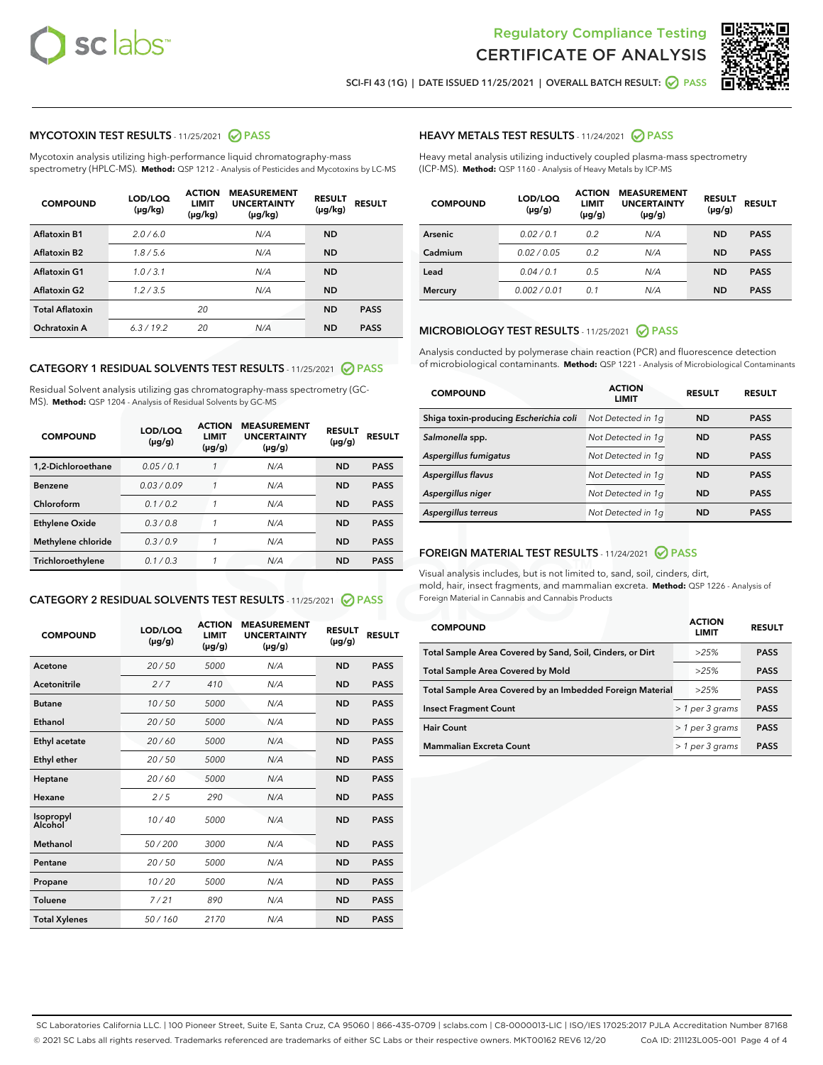Regulatory Compliance Testing
# CERTIFICATE OF ANALYSIS

SCI-FI 43 (1G) | DATE ISSUED 11/25/2021 | OVERALL BATCH RESULT: PASS

## MYCOTOXIN TEST RESULTS - 11/25/2021 PASS

Mycotoxin analysis utilizing high-performance liquid chromatography-mass spectrometry (HPLC-MS). **Method:** QSP 1212 - Analysis of Pesticides and Mycotoxins by LC-MS

| COMPOUND | LOD/LOQ (µg/kg) | ACTION LIMIT (µg/kg) | MEASUREMENT UNCERTAINTY (µg/kg) | RESULT (µg/kg) | RESULT |
|---|---|---|---|---|---|
| Aflatoxin B1 | 2.0 / 6.0 | | N/A | ND | |
| Aflatoxin B2 | 1.8 / 5.6 | | N/A | ND | |
| Aflatoxin G1 | 1.0 / 3.1 | | N/A | ND | |
| Aflatoxin G2 | 1.2 / 3.5 | | N/A | ND | |
| Total Aflatoxin | | 20 | | ND | PASS |
| Ochratoxin A | 6.3 / 19.2 | 20 | N/A | ND | PASS |

## CATEGORY 1 RESIDUAL SOLVENTS TEST RESULTS - 11/25/2021 PASS

Residual Solvent analysis utilizing gas chromatography-mass spectrometry (GC-MS). **Method:** QSP 1204 - Analysis of Residual Solvents by GC-MS

| COMPOUND | LOD/LOQ (µg/g) | ACTION LIMIT (µg/g) | MEASUREMENT UNCERTAINTY (µg/g) | RESULT (µg/g) | RESULT |
|---|---|---|---|---|---|
| 1,2-Dichloroethane | 0.05 / 0.1 | 1 | N/A | ND | PASS |
| Benzene | 0.03 / 0.09 | 1 | N/A | ND | PASS |
| Chloroform | 0.1 / 0.2 | 1 | N/A | ND | PASS |
| Ethylene Oxide | 0.3 / 0.8 | 1 | N/A | ND | PASS |
| Methylene chloride | 0.3 / 0.9 | 1 | N/A | ND | PASS |
| Trichloroethylene | 0.1 / 0.3 | 1 | N/A | ND | PASS |

## CATEGORY 2 RESIDUAL SOLVENTS TEST RESULTS - 11/25/2021 PASS

| COMPOUND | LOD/LOQ (µg/g) | ACTION LIMIT (µg/g) | MEASUREMENT UNCERTAINTY (µg/g) | RESULT (µg/g) | RESULT |
|---|---|---|---|---|---|
| Acetone | 20 / 50 | 5000 | N/A | ND | PASS |
| Acetonitrile | 2 / 7 | 410 | N/A | ND | PASS |
| Butane | 10 / 50 | 5000 | N/A | ND | PASS |
| Ethanol | 20 / 50 | 5000 | N/A | ND | PASS |
| Ethyl acetate | 20 / 60 | 5000 | N/A | ND | PASS |
| Ethyl ether | 20 / 50 | 5000 | N/A | ND | PASS |
| Heptane | 20 / 60 | 5000 | N/A | ND | PASS |
| Hexane | 2 / 5 | 290 | N/A | ND | PASS |
| Isopropyl Alcohol | 10 / 40 | 5000 | N/A | ND | PASS |
| Methanol | 50 / 200 | 3000 | N/A | ND | PASS |
| Pentane | 20 / 50 | 5000 | N/A | ND | PASS |
| Propane | 10 / 20 | 5000 | N/A | ND | PASS |
| Toluene | 7 / 21 | 890 | N/A | ND | PASS |
| Total Xylenes | 50 / 160 | 2170 | N/A | ND | PASS |

## HEAVY METALS TEST RESULTS - 11/24/2021 PASS

Heavy metal analysis utilizing inductively coupled plasma-mass spectrometry (ICP-MS). **Method:** QSP 1160 - Analysis of Heavy Metals by ICP-MS

| COMPOUND | LOD/LOQ (µg/g) | ACTION LIMIT (µg/g) | MEASUREMENT UNCERTAINTY (µg/g) | RESULT (µg/g) | RESULT |
|---|---|---|---|---|---|
| Arsenic | 0.02 / 0.1 | 0.2 | N/A | ND | PASS |
| Cadmium | 0.02 / 0.05 | 0.2 | N/A | ND | PASS |
| Lead | 0.04 / 0.1 | 0.5 | N/A | ND | PASS |
| Mercury | 0.002 / 0.01 | 0.1 | N/A | ND | PASS |

## MICROBIOLOGY TEST RESULTS - 11/25/2021 PASS

Analysis conducted by polymerase chain reaction (PCR) and fluorescence detection of microbiological contaminants. **Method:** QSP 1221 - Analysis of Microbiological Contaminants

| COMPOUND | ACTION LIMIT | RESULT | RESULT |
|---|---|---|---|
| Shiga toxin-producing *Escherichia coli* | Not Detected in 1g | ND | PASS |
| *Salmonella* spp. | Not Detected in 1g | ND | PASS |
| *Aspergillus fumigatus* | Not Detected in 1g | ND | PASS |
| *Aspergillus flavus* | Not Detected in 1g | ND | PASS |
| *Aspergillus niger* | Not Detected in 1g | ND | PASS |
| *Aspergillus terreus* | Not Detected in 1g | ND | PASS |

## FOREIGN MATERIAL TEST RESULTS - 11/24/2021 PASS

Visual analysis includes, but is not limited to, sand, soil, cinders, dirt, mold, hair, insect fragments, and mammalian excreta. **Method:** QSP 1226 - Analysis of Foreign Material in Cannabis and Cannabis Products

| COMPOUND | ACTION LIMIT | RESULT |
|---|---|---|
| Total Sample Area Covered by Sand, Soil, Cinders, or Dirt | >25% | PASS |
| Total Sample Area Covered by Mold | >25% | PASS |
| Total Sample Area Covered by an Imbedded Foreign Material | >25% | PASS |
| Insect Fragment Count | > 1 per 3 grams | PASS |
| Hair Count | > 1 per 3 grams | PASS |
| Mammalian Excreta Count | > 1 per 3 grams | PASS |

SC Laboratories California LLC. | 100 Pioneer Street, Suite E, Santa Cruz, CA 95060 | 866-435-0709 | sclabs.com | C8-0000013-LIC | ISO/IES 17025:2017 PJLA Accreditation Number 87168
© 2021 SC Labs all rights reserved. Trademarks referenced are trademarks of either SC Labs or their respective owners. MKT00162 REV6 12/20 CoA ID: 211123L005-001